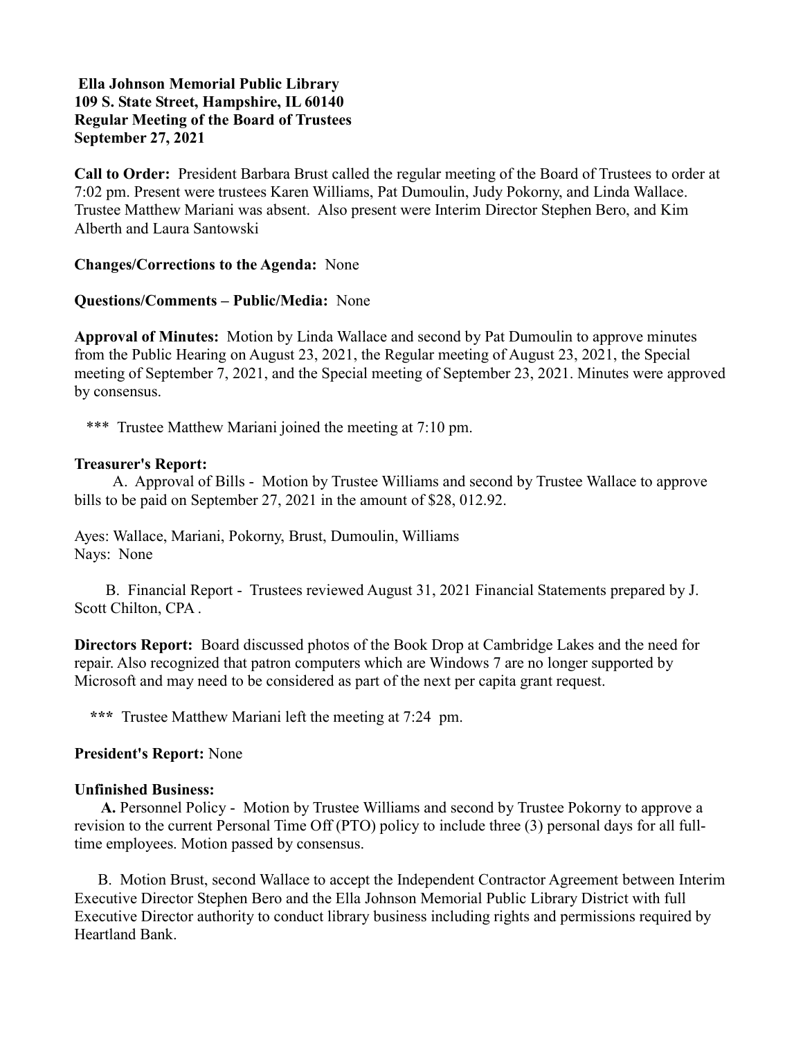**Ella Johnson Memorial Public Library**
**109 S. State Street, Hampshire, IL 60140**
**Regular Meeting of the Board of Trustees**
**September 27, 2021**

**Call to Order:** President Barbara Brust called the regular meeting of the Board of Trustees to order at 7:02 pm. Present were trustees Karen Williams, Pat Dumoulin, Judy Pokorny, and Linda Wallace. Trustee Matthew Mariani was absent. Also present were Interim Director Stephen Bero, and Kim Alberth and Laura Santowski

**Changes/Corrections to the Agenda:** None

**Questions/Comments – Public/Media:** None

**Approval of Minutes:** Motion by Linda Wallace and second by Pat Dumoulin to approve minutes from the Public Hearing on August 23, 2021, the Regular meeting of August 23, 2021, the Special meeting of September 7, 2021, and the Special meeting of September 23, 2021. Minutes were approved by consensus.

*** Trustee Matthew Mariani joined the meeting at 7:10 pm.

**Treasurer's Report:**

A. Approval of Bills - Motion by Trustee Williams and second by Trustee Wallace to approve bills to be paid on September 27, 2021 in the amount of $28, 012.92.

Ayes: Wallace, Mariani, Pokorny, Brust, Dumoulin, Williams
Nays: None

B. Financial Report - Trustees reviewed August 31, 2021 Financial Statements prepared by J. Scott Chilton, CPA .

**Directors Report:** Board discussed photos of the Book Drop at Cambridge Lakes and the need for repair. Also recognized that patron computers which are Windows 7 are no longer supported by Microsoft and may need to be considered as part of the next per capita grant request.

**\*\*\*** Trustee Matthew Mariani left the meeting at 7:24 pm.

**President's Report:** None

**Unfinished Business:**

**A.** Personnel Policy - Motion by Trustee Williams and second by Trustee Pokorny to approve a revision to the current Personal Time Off (PTO) policy to include three (3) personal days for all full-time employees. Motion passed by consensus.

B. Motion Brust, second Wallace to accept the Independent Contractor Agreement between Interim Executive Director Stephen Bero and the Ella Johnson Memorial Public Library District with full Executive Director authority to conduct library business including rights and permissions required by Heartland Bank.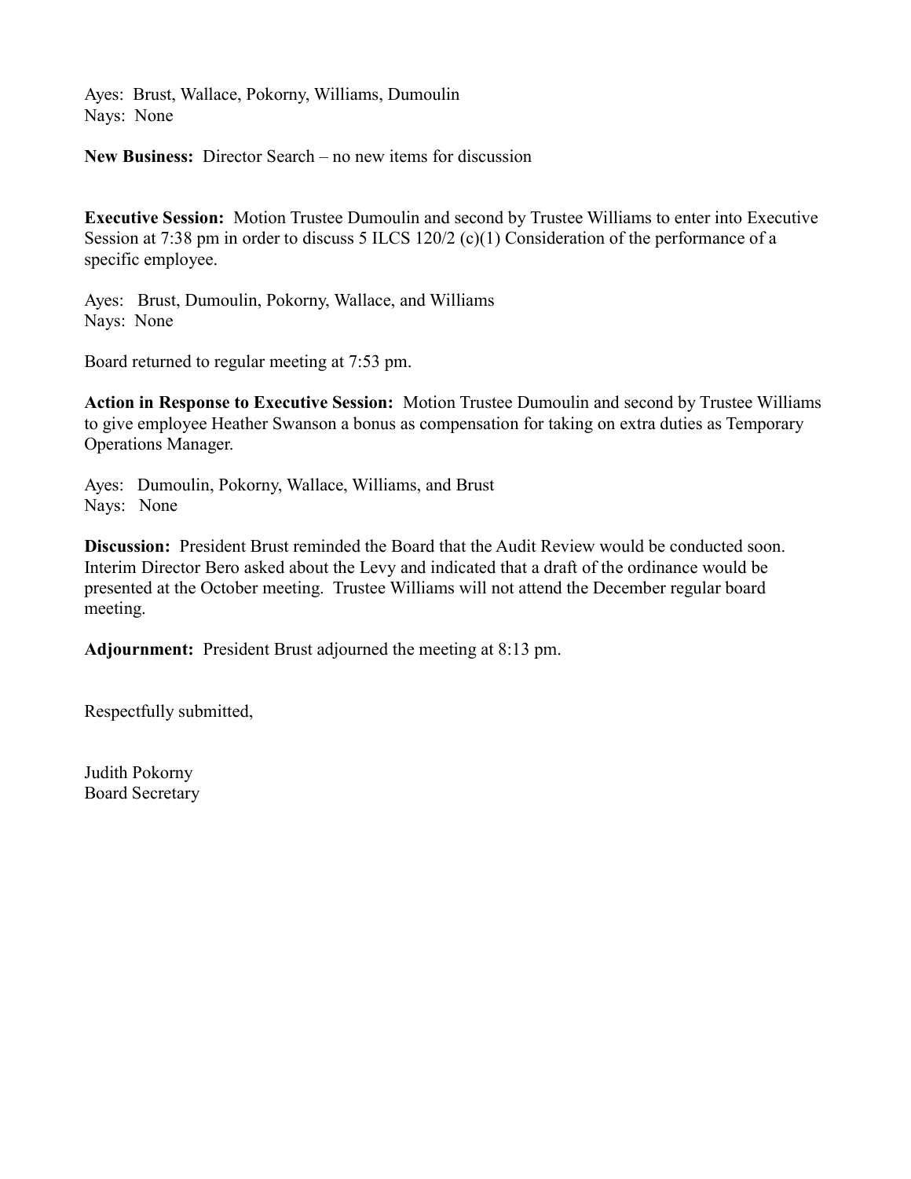Ayes: Brust, Wallace, Pokorny, Williams, Dumoulin
Nays: None

**New Business:** Director Search – no new items for discussion

**Executive Session:** Motion Trustee Dumoulin and second by Trustee Williams to enter into Executive Session at 7:38 pm in order to discuss 5 ILCS 120/2 (c)(1) Consideration of the performance of a specific employee.

Ayes: Brust, Dumoulin, Pokorny, Wallace, and Williams
Nays: None

Board returned to regular meeting at 7:53 pm.

**Action in Response to Executive Session:** Motion Trustee Dumoulin and second by Trustee Williams to give employee Heather Swanson a bonus as compensation for taking on extra duties as Temporary Operations Manager.

Ayes: Dumoulin, Pokorny, Wallace, Williams, and Brust
Nays: None

**Discussion:** President Brust reminded the Board that the Audit Review would be conducted soon. Interim Director Bero asked about the Levy and indicated that a draft of the ordinance would be presented at the October meeting. Trustee Williams will not attend the December regular board meeting.

**Adjournment:** President Brust adjourned the meeting at 8:13 pm.

Respectfully submitted,

Judith Pokorny
Board Secretary